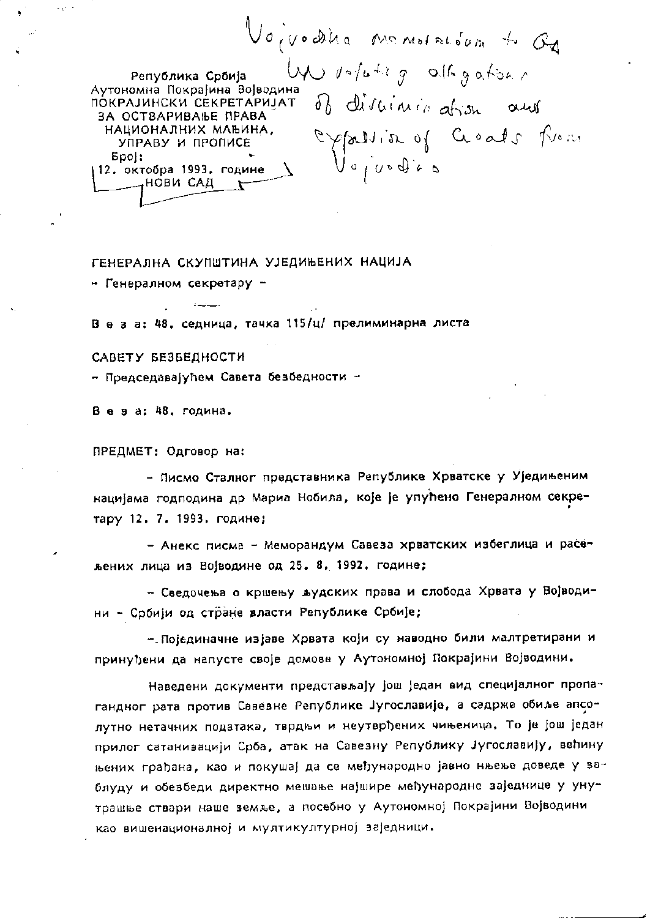Vojvodina memorandum to GA
UN refuting allegations
of discrimination and
expulsion of Croats from
Vojvodina

Република Србија
Аутономна Покрајина Војводина
ПОКРАЈИНСКИ СЕКРЕТАРИЈАТ
ЗА ОСТВАРИВАЊЕ ПРАВА
НАЦИОНАЛНИХ МАЊИНА,
УПРАВУ И ПРОПИСЕ
Број:
12. октобра 1993. године
НОВИ САД

ГЕНЕРАЛНА СКУПШТИНА УЈЕДИЊЕНИХ НАЦИЈА

- Генералном секретару -

В е з а: 48. седница, тачка 115/ц/ прелиминарна листа

САВЕТУ БЕЗБЕДНОСТИ

- Председавајућем Савета безбедности -

В е з а: 48. година.

ПРЕДМЕТ: Одговор на:

- Писмо Сталног представника Републике Хрватске у Уједињеним нацијама годподина др Мариа Нобила, које је упућено Генералном секретару 12. 7. 1993. године;

- Анекс писма - Меморандум Савеза хрватских избеглица и расељених лица из Војводине од 25. 8. 1992. године;

- Сведочења о кршењу људских права и слобода Хрвата у Војводини - Србији од стране власти Републике Србије;

- Појединачне изјаве Хрвата који су наводно били малтретирани и принуђени да напусте своје домове у Аутономној Покрајини Војводини.

Наведени документи представљају још један вид специјалног пропагандног рата против Савезне Републике Југославије, а садрже обиље апсолутно нетачних података, тврдњи и неутврђених чињеница. То је још један прилог сатанизацији Срба, атак на Савезну Републику Југославију, већину њених грађана, као и покушај да се међународно јавно њење доведе у заблуду и обезбеди директно мешање најшире међународне заједнице у унутрашње ствари наше земље, а посебно у Аутономној Покрајини Војводини као вишенационалној и мултикултурној заједници.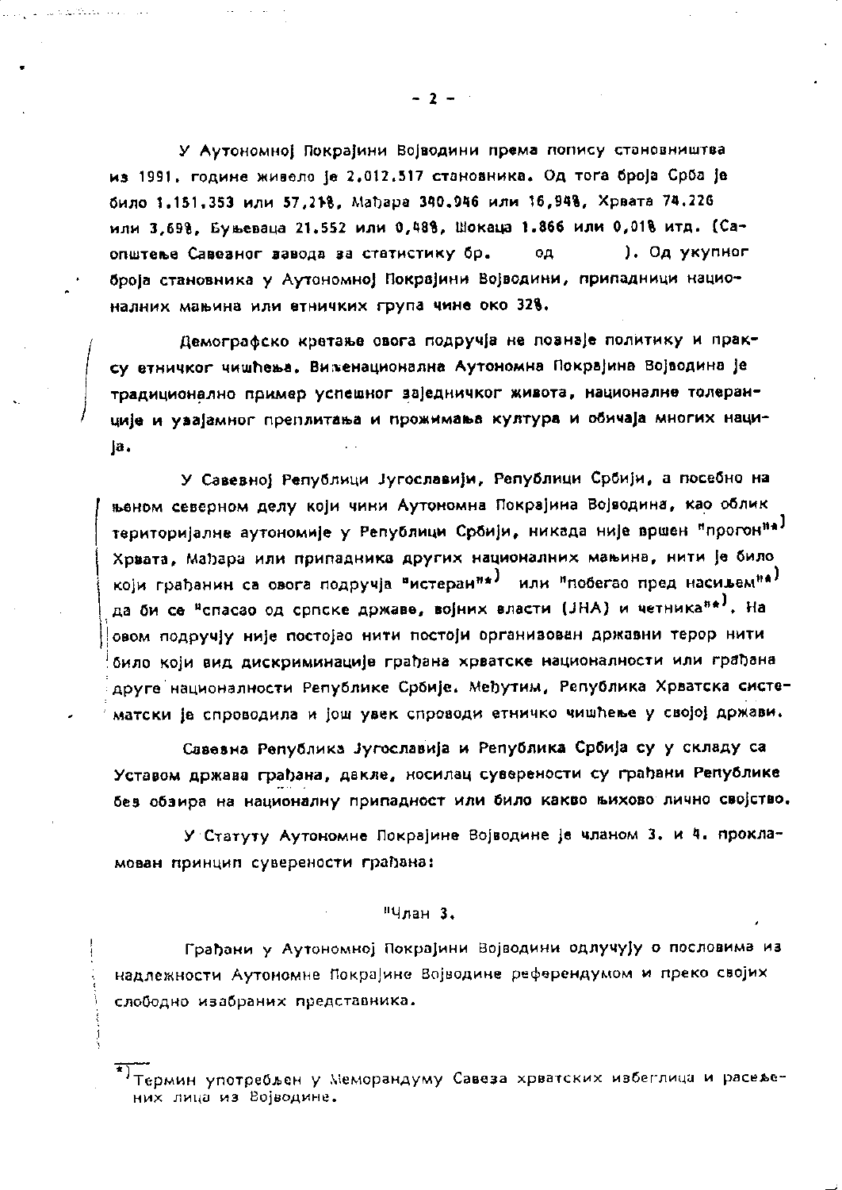У Аутономној Покрајини Војводини према попису становништва из 1991. године живело је 2.012.517 становника. Од тога броја Срба је било 1.151.353 или 57,21%, Мађара 340.946 или 16,94%, Хрвата 74.226 или 3,69%, Буњеваца 21.552 или 0,48%, Шокаца 1.866 или 0,01% итд. (Саопштење Савезног завода за статистику бр.       од        ). Од укупног броја становника у Аутономној Покрајини Војводини, припадници националних мањина или етничких група чине око 32%.

Демографско кретање овога подручја не познаје политику и праксу етничког чишћења. Вишенационална Аутономна Покрајина Војводина је традиционално пример успешног заједничког живота, националне толеранције и узајамног преплитања и прожимања култура и обичаја многих нација.

У Савезној Републици Југославији, Републици Србији, а посебно на њеном северном делу који чини Аутономна Покрајина Војводина, као облик територијалне аутономије у Републици Србији, никада није вршен "прогон"*) Хрвата, Мађара или припадника других националних мањина, нити је било који грађанин са овога подручја "истеран"*) или "побегао пред насиљем"*) да би се "спасао од српске државе, војних власти (ЈНА) и четника"*). На овом подручју није постојао нити постоји организован државни терор нити било који вид дискриминације грађана хрватске националности или грађана друге националности Републике Србије. Међутим, Република Хрватска систематски је спроводила и још увек спроводи етничко чишћење у својој држави.

Савезна Република Југославија и Република Србија су у складу са Уставом држава грађана, дакле, носилац суверености су грађани Републике без обзира на националну припадност или било какво њихово лично својство.

У Статуту Аутономне Покрајине Војводине је чланом 3. и 4. прокламован принцип суверености грађана:

"Члан 3.

Грађани у Аутономној Покрајини Војводини одлучују о пословима из надлежности Аутономне Покрајине Војводине референдумом и преко својих слободно изабраних представника.

---

*) Термин употребљен у Меморандуму Савеза хрватских избеглица и расељених лица из Војводине.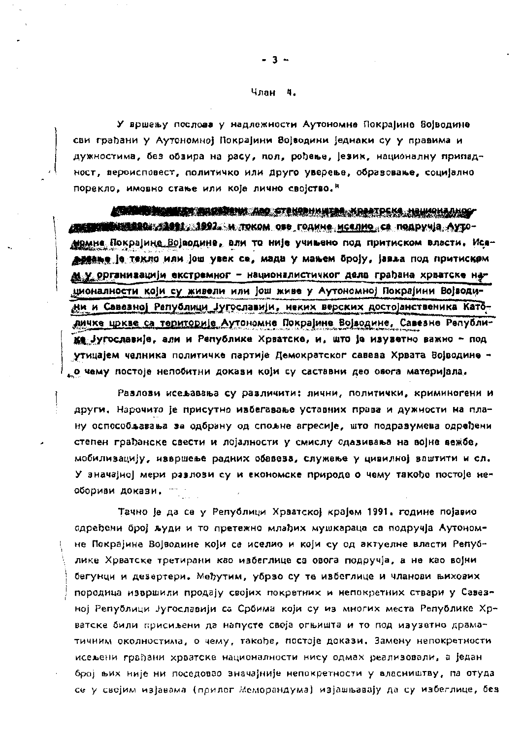Члан 4.

У вршењу послова у надлежности Аутономне Покрајине Војводине сви грађани у Аутономној Покрајини Војводини једнаки су у правима и дужностима, без обзира на расу, пол, рођење, језик, националну припадност, вероисповест, политичко или друго уверење, образовање, социјално порекло, имовно стање или које лично својство."

Тачно је да се известан број становника хрватске националности 1990, 1991, 1992. и током ове године иселио са подручја Аутономне Покрајине Војводине, али то није учињено под притиском власти. Исељавање је текло или још увек се, мада у мањем броју, јавља под притиском и у организацији екстремног - националистичког дела грађана хрватске националности који су живели или још живе у Аутономној Покрајини Војводини и Савезној Републици Југославији, неких верских достојанственика Католичке црксе са територије Аутономне Покрајине Војводине, Савезне Републике Југославије, али и Републике Хрватске, и, што је изузетно важно - под утицајем челника политичке партије Демократског савеза Хрвата Војводине - о чему постоје непобитни докази који су саставни део овога материјала.

Разлози исељавања су различити: лични, политички, криминогени и други. Нарочито је присутно избегавање уставних права и дужности на плану оспособљавања за одбрану од спољне агресије, што подразумева одређени степен грађанске свести и лојалности у смислу одазивања на војне вежбе, мобилизацију, извршење радних обавеза, служење у цивилној заштити и сл. У значајној мери разлози су и економске природе о чему такође постоје необориви докази.

Тачно је да се у Републици Хрватској крајем 1991. године појавио одређени број људи и то претежно млађих мушкараца са подручја Аутономне Покрајине Војводине који се иселио и који су од актуелне власти Републике Хрватске третирани као избеглице са овога подручја, а не као војни бегунци и дезертери. Међутим, убрзо су те избеглице и чланови њихових породица извршили продају својих покретних и непокретних ствари у Савезној Републици Југославији са Србима који су из многих места Републике Хрватске били присиљени да напусте своја огњишта и то под изузетно драматичним околностима, о чему, такође, постоје докази. Замену непокретности исељени грађани хрватске националности нису одмах реализовали, а један број њих није ни поседовао значајније непокретности у власништву, па отуда се у својим изјавама (прилог Меморандума) изјашњавају да су избеглице, без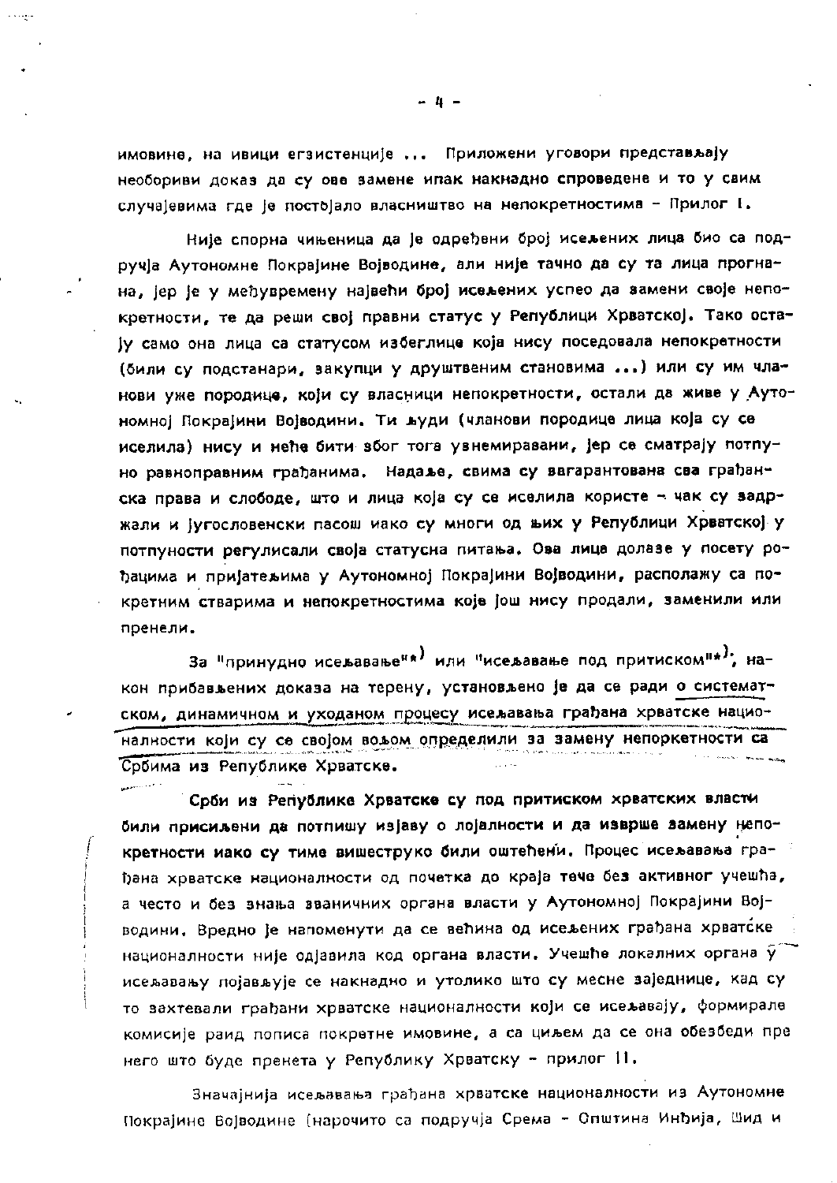имовине, на ивици егзистенције ... Приложени уговори представљају необориви доказ да су ове замене ипак накнадно спроведене и то у свим случајевима где је постојало власништво на непокретностима - Прилог I.

Није спорна чињеница да је одређени број исељених лица био са подручја Аутономне Покрајине Војводине, али није тачно да су та лица прогнана, јер је у међувремену највећи број исељених успео да замени своје непокретности, те да реши свој правни статус у Републици Хрватској. Тако остају само она лица са статусом избеглице која нису поседовала непокретности (били су подстанари, закупци у друштвеним становима ...) или су им чланови уже породице, који су власници непокретности, остали да живе у Аутономној Покрајини Војводини. Ти људи (чланови породице лица која су се иселила) нису и неће бити због тога узнемиравани, јер се сматрају потпуно равноправним грађанима. Надаље, свима су загарантована сва грађанска права и слободе, што и лица која су се иселила користе - чак су задржали и југословенски пасош иако су многи од њих у Републици Хрватској у потпуности регулисали своја статусна питања. Ова лица долазе у посету рођацима и пријатељима у Аутономној Покрајини Војводини, располажу са покретним стварима и непокретностима које још нису продали, заменили или пренели.

За "принудно исељавање"*) или "исељавање под притиском"*), након прибављених доказа на терену, установљено је да се ради о систематском, динамичном и уходаном процесу исељавања грађана хрватске националности који су се својом вољом определили за замену непоркетности са Србима из Републике Хрватске.

**Срби из Републике Хрватске су под притиском хрватских власти били присиљени да потпишу изјаву о лојалности и да изврше замену непокретности иако су тиме вишеструко били оштећени.** Процес исељавања грађана хрватске националности од почетка до краја тече без активног учешћа, а често и без знања званичних органа власти у Аутономној Покрајини Војводини. Вредно је напоменути да се већина од исељених грађана хрватске националности није одјавила код органа власти. Учешће локалних органа у исељавању појављује се накнадно и утолико што су месне заједнице, кад су то захтевали грађани хрватске националности који се исељавају, формирале комисије раид пописа покретне имовине, а са циљем да се она обезбеди пре него што буде пренета у Републику Хрватску - прилог II.

Значајнија исељавања грађана хрватске националности из Аутономне Покрајине Војводине (нарочито са подручја Срема - Општина Инђија, Шид и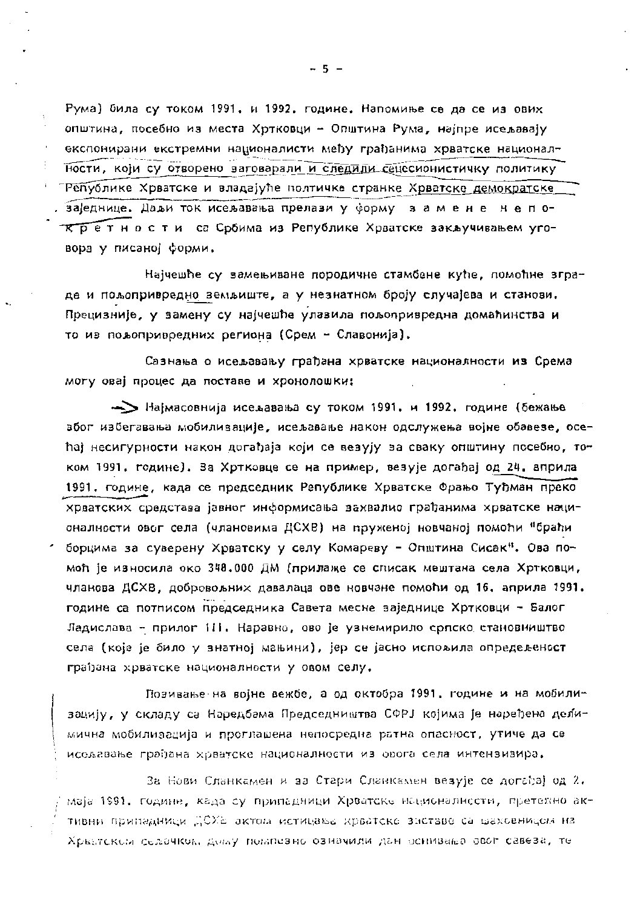Рума) била су током 1991. и 1992. године. Напомиње се да се из ових општина, посебно из места Хртковци - Општина Рума, најпре исељавају експонирани екстремни националисти међу грађанима хрватске националности, који су отворено заговарали и следили сецесионистичку политику Републике Хрватске и владајуће полтичке странке Хрватске демократске заједнице. Даљи ток исељавања прелази у форму з а м е н е н е п о к р е т н о с т и са Србима из Републике Хрватске закључивањем уговора у писаној форми.

Најчешће су замењиване породичне стамбене куће, помоћне зграде и пољопривредно земљиште, а у незнатном броју случајева и станови. Прецизније, у замену су најчешће улазила пољопривредна домаћинства и то из пољопривредних региона (Срем - Славонија).

Сазнања о исељавању грађана хрватске националности из Срема могу овај процес да поставе и хронолошки:

→ Најмасовнија исељавања су током 1991. и 1992. године (бежање због избегавања мобилизације, исељавање након одслужења војне обавезе, осећај несигурности након догађаја који се везују за сваку општину посебно, током 1991. године). За Хртковце се на пример, везује догађај од 24. априла 1991. године, када се председник Републике Хрватске Фрањо Туђман преко хрватских средстава јавног информисања захвалио грађанима хрватске националности овог села (члановима ДСХВ) на пруженој новчаној помоћи "браћи борцима за суверену Хрватску у селу Комареву - Општина Сисак". Ова помоћ је износила око 348.000 ДМ (прилаже се списак мештана села Хртковци, чланова ДСХВ, добровољних давалаца ове новчане помоћи од 16. априла 1991. године са потписом председника Савета месне заједнице Хртковци - Балог Ладислава - прилог 111. Наравно, ово је узнемирило српско становништво села (које је било у знатној мањини), јер се јасно испољила опредељеност грађана хрватске националности у овом селу.

Позивање на војне вежбе, а од октобра 1991. године и на мобилизацију, у складу са Наредбама Председништва СФРЈ којима је наређена делимична мобилизација и проглашена непосредна ратна опасност, утиче да се исељавање грађана хрватске националности из овога села интензивира.

За Нови Сланкамен и за Стари Сланкамен везује се догађај од 2. маја 1991. године, када су припадници Хрватске националности, претежно активни припадници ДСХВ актом истицања хрватске заставе са шаховницом на Хрватском сељачком дому помпезно означили дан оснивања овог савеза, те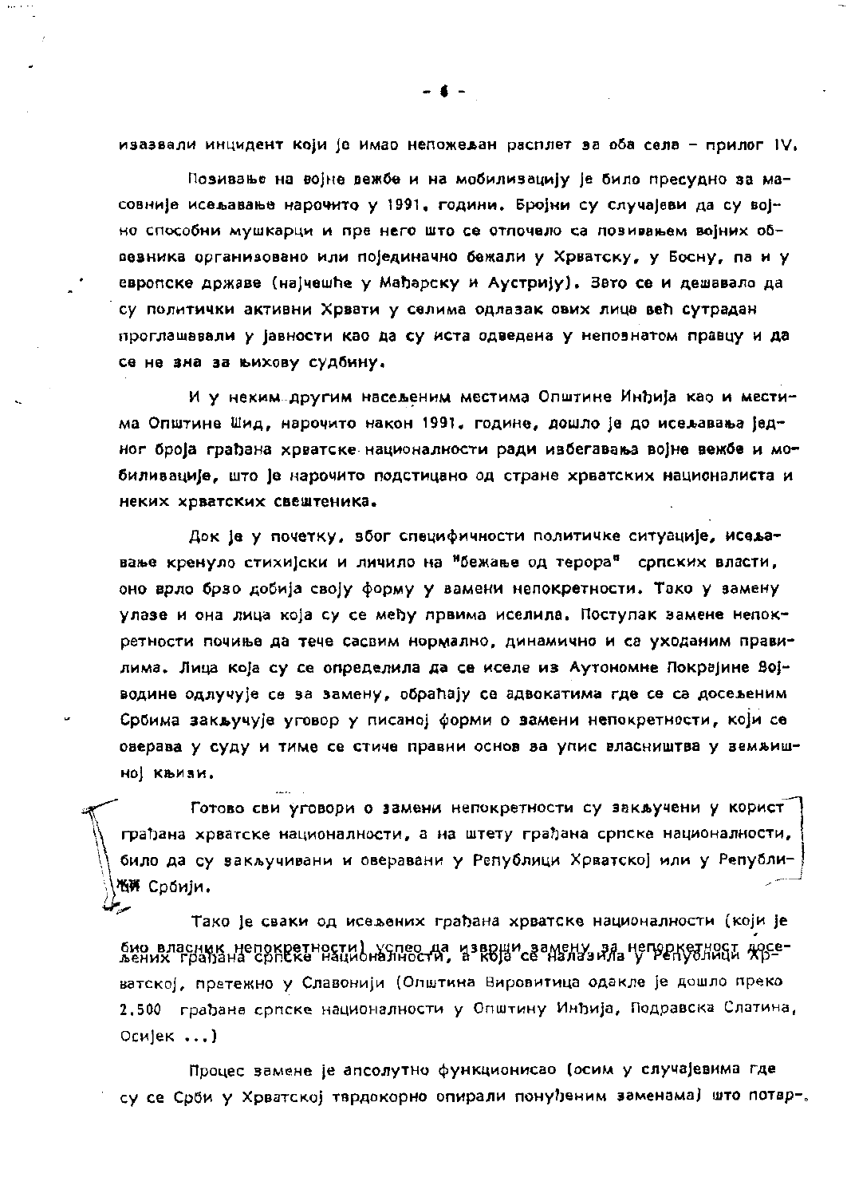изазвали инцидент који је имао непожељан расплет за оба села – прилог IV.

Позивање на војне вежбе и на мобилизацију је било пресудно за масовније исељавање нарочито у 1991. години. Бројни су случајеви да су војно способни мушкарци и пре него што се отпочело са позивањем војних обвезника организовано или појединачно бежали у Хрватску, у Босну, па и у европске државе (најчешће у Мађарску и Аустрију). Зато се и дешавало да су политички активни Хрвати у селима одлазак ових лица већ сутрадан проглашавали у јавности као да су иста одведена у непознатом правцу и да се не зна за њихову судбину.

И у неким другим насељеним местима Општине Инђија као и местима Општине Шид, нарочито након 1991. године, дошло је до исељавања једног броја грађана хрватске националности ради избегавања војне вежбе и мобилизације, што је нарочито подстицано од стране хрватских националиста и неких хрватских свештеника.

Док је у почетку, због специфичности политичке ситуације, исељавање кренуло стихијски и личило на "бежање од терора" српских власти, оно врло брзо добија своју форму у замени непокретности. Тако у замену улазе и она лица која су се међу првима иселила. Поступак замене непокретности почиње да тече сасвим нормално, динамично и са уходаним правилима. Лица која су се определила да се иселе из Аутономне Покрајине Војводине одлучују се за замену, обраћају се адвокатима где се са досељеним Србима закључује уговор у писаној форми о замени непокретности, који се оверава у суду и тиме се стиче правни основ за упис власништва у земљишној књизи.

Готово сви уговори о замени непокретности су закључени у корист грађана хрватске националности, а на штету грађана српске националности, било да су закључивани и оверавани у Републици Хрватској или у Републици Србији.

Тако је сваки од исељених грађана хрватске националности (који је био власник непокретности) успео да изврши замену за непокретност досељених грађана српске националности, а која се налазила у Републици Хрватској, претежно у Славонији (Општина Вировитица одакле је дошло преко 2.500 грађана српске националности у Општину Инђија, Подравска Слатина, Осијек ...)

Процес замене је апсолутно функционисао (осим у случајевима где су се Срби у Хрватској тврдокорно опирали понуђеним заменама) што потвр-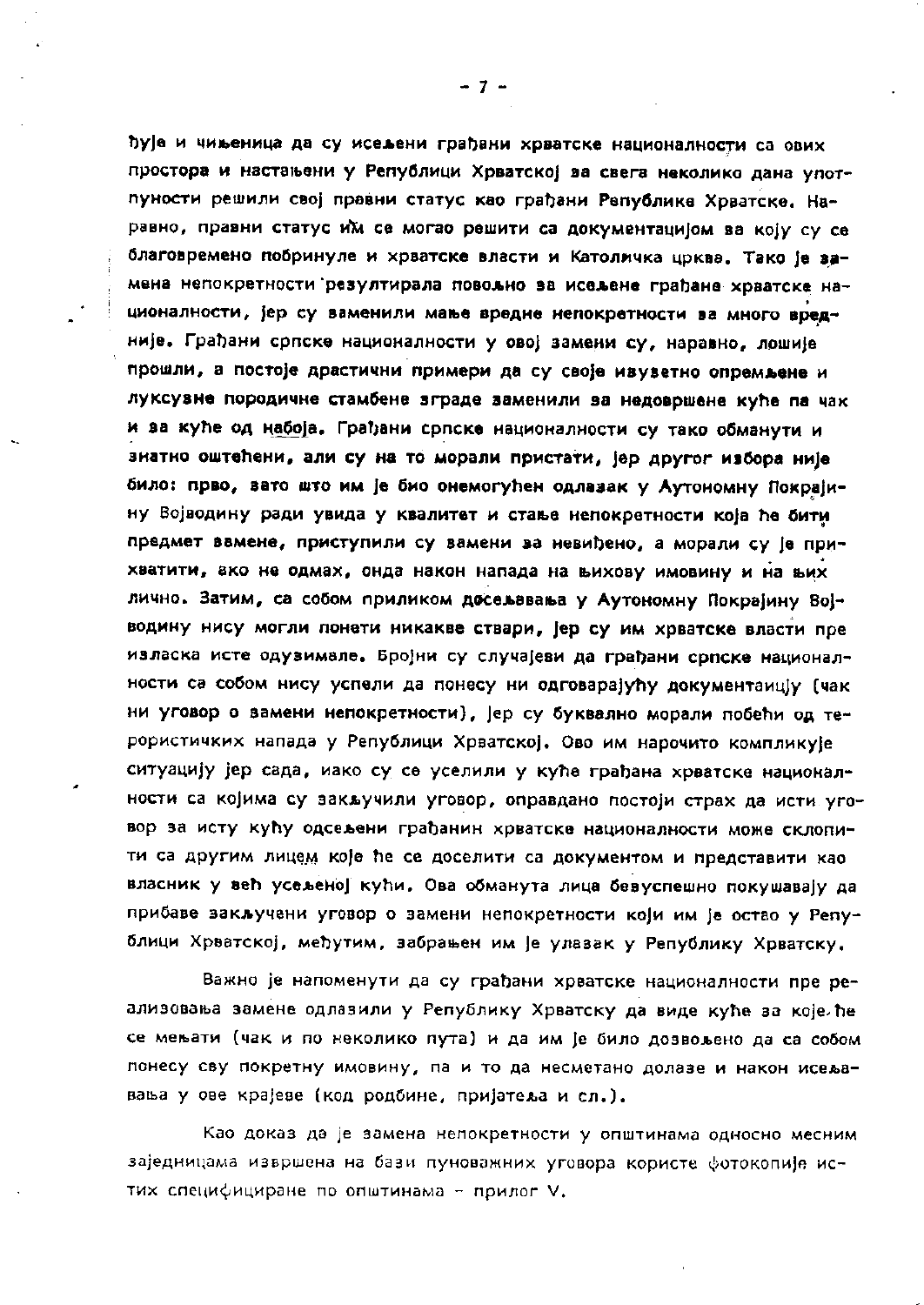ђује и чињеница да су исељени грађани хрватске националности са ових простора и настањени у Републици Хрватској за свега неколико дана употпуности решили свој правни статус као грађани Републике Хрватске. Наравно, правни статус им се могао решити са документацијом за коју су се благовремено побринуле и хрватске власти и Католичка црква. Тако је замена непокретности резултирала повољно за исељене грађане хрватске националности, јер су заменили мање вредне непокретности за много вредније. Грађани српске националности у овој замени су, наравно, лошије прошли, а постоје драстични примери да су своје изузетно опремљене и луксузне породичне стамбене зграде заменили за недовршене куће па чак и за куће од набоја. Грађани српске националности су тако обманути и знатно оштећени, али су на то морали пристати, јер другог избора није било: прво, зато што им је био онемогућен одлазак у Аутономну Покрајину Војводину ради увида у квалитет и стање непокретности која ће бити предмет замене, приступили су замени за невиђено, а морали су је прихватити, ако не одмах, онда након напада на њихову имовину и на њих лично. Затим, са собом приликом досељавања у Аутономну Покрајину Војводину нису могли понети никакве ствари, јер су им хрватске власти пре изласка исте одузимале. Бројни су случајеви да грађани српске националности са собом нису успели да понесу ни одговарајућу документаицју (чак ни уговор о замени непокретности), јер су буквално морали побећи од терористичких напада у Републици Хрватској. Ово им нарочито компликује ситуацију јер сада, иако су се уселили у куће грађана хрватске националности са којима су закључили уговор, оправдано постоји страх да исти уговор за исту кућу одсељени грађанин хрватске националности може склопити са другим лицем које ће се доселити са документом и представити као власник у већ усељеној кући. Ова обманута лица безуспешно покушавају да прибаве закључени уговор о замени непокретности који им је остао у Републици Хрватској, међутим, забрањен им је улазак у Републику Хрватску.

Важно је напоменути да су грађани хрватске националности пре реализовања замене одлазили у Републику Хрватску да виде куће за које ће се мењати (чак и по неколико пута) и да им је било дозвољено да са собом понесу сву покретну имовину, па и то да несметано долазе и након исељавања у ове крајеве (код родбине, пријатеља и сл.).

Као доказ да је замена непокретности у општинама односно месним заједницама извршена на бази пуноважних уговора користе фотокопије истих специфициране по општинама – прилог V.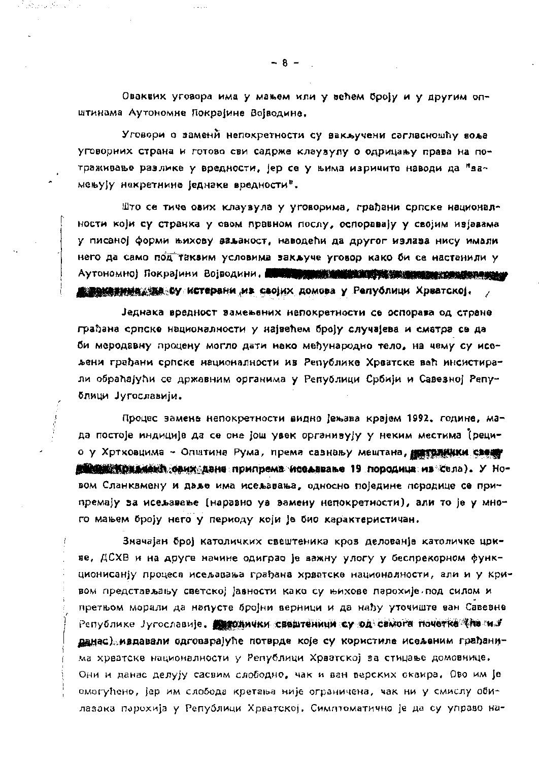Оваквих уговора има у мањем или у већем броју и у другим општинама Аутономне Покрајине Војводине.

Уговори о замени непокретности су закључени сагласношћу воља уговорних страна и готово сви садрже клаузулу о одрицању права на потраживање разлике у вредности, јер се у њима изричито наводи да "замењују некретнине једнаке вредности".

Што се тиче ових клаузула у уговорима, грађани српске националности који су странка у овом правном послу, оспоравају у својим изјавама у писаној форми њихову ваљаност, наводећи да другог излаза нису имали него да само под таквим условима закључе уговор како би се настанили у Аутономној Покрајини Војводини, ~~~~~~~~~~ да су истерани из својих домова у Републици Хрватској.

Једнака вредност замењених непокретности се оспорава од стране грађана српске националности у највећем броју случајева и сматра се да би меродавну процену могло дати неко међународно тело, на чему су исељени грађани српске националности из Републике Хрватске већ инсистирали обраћајући се државним органима у Републици Србији и Савезној Републици Југославији.

Процес замене непокретности видно јењава крајем 1992. године, мада постоје индиције да се оне још увек организују у неким местима (рецимо у Хртковцима - Општина Рума, према сазнању мештана, католички свештеник Крамарић ових дана припрема исељавање 19 породица из села). У Новом Сланкамену и даље има исељавања, односно поједине породице се припремају за исељавање (наравно уз замену непокретности), али то је у много мањем броју него у периоду који је био карактеристичан.

Значајан број католичких свештеника кроз деловање католичке цркве, ДСХВ и на друге начине одиграо је важну улогу у беспрекорном функционисању процеса исељавања грађана хрватске националности, али и у кривом представљању светској јавности како су њихове парохије под силом и претњом морали да напусте бројни верници и да нађу уточиште ван Савезне Републике Југославије. Католички свештеници су од самога почетка (па и данас) издавали одговарајуће потврде које су користиле исељеним грађанима хрватске националности у Републици Хрватској за стицање домовнице. Они и данас делују сасвим слободно, чак и ван верских оквира. Ово им је омогућено, јер им слобода кретања није ограничена, чак ни у смислу обилазака парохија у Републици Хрватској. Симптоматично је да су управо на-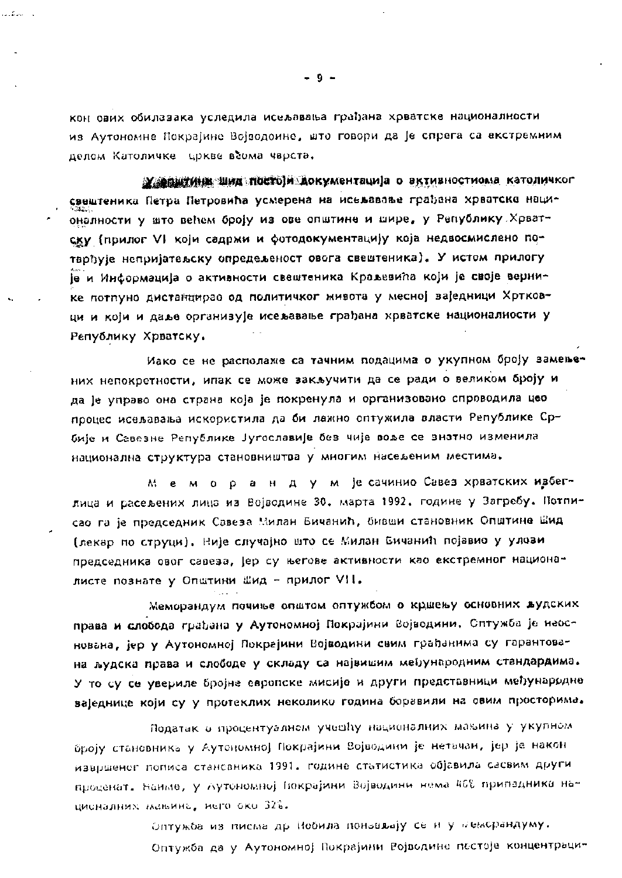кон ових обилазака уследила исељавања грађана хрватске националности из Аутономне Покрајине Војводине, што говори да је спрега са екстремним делом Католичке цркве веома чврста.

У општини Шид постоји документација о активностима католичког свештеника Петра Петровића усмерена на исељавање грађана хрватске националности у што већем броју из ове општине и шире, у Републику Хрватску (прилог VI који садржи и фотодокументацију која недвосмислено потврђује непријатељску опредељеност овога свештеника). У истом прилогу је и Информација о активности свештеника Краљевића који је своје вернике потпуно дистанцирао од политичког живота у месној заједници Хртковци и који и даље организује исељавање грађана хрватске националности у Републику Хрватску.

Иако се не располаже са тачним подацима о укупном броју замењених непокретности, ипак се може закључити да се ради о великом броју и да је управо она страна која је покренула и организовано спроводила цео процес исељавања искористила да би лажно оптужила власти Републике Србије и Савезне Републике Југославије без чије воље се знатно изменила национална структура становништва у многим насељеним местима.

М е м о р а н д у м је сачинио Савез хрватских избеглица и расељених лица из Војводине 30. марта 1992. године у Загребу. Потписао га је председник Савеза Милан Бичанић, бивши становник Општине Шид (лекар по струци). Није случајно што се Милан Бичанић појавио у улози председника овог савеза, јер су његове активности као екстремног националисте познате у Општини Шид - прилог VII.

Меморандум почиње општом оптужбом о кршењу основних људских права и слобода грађана у Аутономној Покрајини Војводини. Оптужба је неоснована, јер у Аутономној Покрајини Војводини свим грађанима су гарантована људска права и слободе у складу са највишим међународним стандардима. У то су се увериле бројне европске мисије и други представници међународне заједнице који су у протеклих неколико година боравили на овим просторима.

Податак о процентуалном учешћу националних мањина у укупном броју становника у Аутономној Покрајини Војводини је нетачан, јер је након извршеног пописа становника 1991. године статистика објавила сасвим други проценат. Наиме, у Аутономној Покрајини Војводини нема 46% припадника националних мањина, него око 32%.

Оптужбе из писма др Нобила понављају се и у Меморандуму.

Оптужба да у Аутономној Покрајини Војводини постоје концентраци-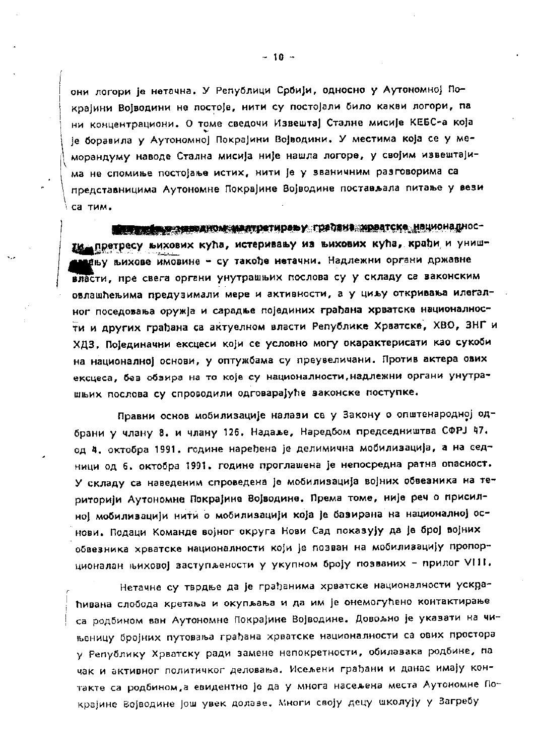они логори је нетачна. У Републици Србији, односно у Аутономној Покрајини Војводини не постоје, нити су постојали било какви логори, па ни концентрациони. О томе сведочи Извештај Сталне мисије КЕБС-а која је боравила у Аутономној Покрајини Војводини. У местима која се у меморандуму наводе Стална мисија није нашла логоре, у својим извештајима не спомиње постојање истих, нити је у званичним разговорима са представницима Аутономне Покрајине Војводине постављала питање у вези са тим.

Наводи о наводном малтретирању грађана хрватске националности, претресу њихових кућа, истеривању из њихових кућа, крађи и уништавању њихове имовине - су такође нетачни. Надлежни органи државне власти, пре свега органи унутрашњих послова су у складу са законским овлашћењима предузимали мере и активности, а у циљу откривања илегалног поседовања оружја и сарадње појединих грађана хрватске националности и других грађана са актуелном власти Републике Хрватске, ХВО, ЗНГ и ХДЗ. Појединачни ексцеси који се условно могу окарактерисати као сукоби на националној основи, у оптужбама су преувеличани. Против актера ових ексцеса, без обзира на то које су националности, надлежни органи унутрашњих послова су спроводили одговарајуће законске поступке.

Правни основ мобилизације налази се у Закону о општенародној одбрани у члану 8. и члану 126. Надаље, Наредбом председништва СФРЈ 47. од 4. октобра 1991. године наређена је делимична мобилизација, а на седници од 6. октобра 1991. године проглашена је непосредна ратна опасност. У складу са наведеним спроведена је мобилизација војних обвезника на територији Аутономне Покрајине Војводине. Према томе, није реч о присилној мобилизацији нити о мобилизацији која је базирана на националној основи. Подаци Команде војног округа Нови Сад показују да је број војних обвезника хрватске националности који је позван на мобилизацију пропорционалан њиховој заступљености у укупном броју позваних - прилог VIII.

Нетачне су тврдње да је грађанима хрватске националности ускраћивана слобода кретања и окупљања и да им је онемогућено контактирање са родбином ван Аутономне Покрајине Војводине. Довољно је указати на чињеницу бројних путовања грађана хрватске националности са ових простора у Републику Хрватску ради замене непокретности, обилазака родбине, па чак и активног политичког деловања. Исељени грађани и данас имају контакте са родбином, а евидентно је да у многа насељена места Аутономне Покрајине Војводине још увек долазе. Многи своју децу школују у Загребу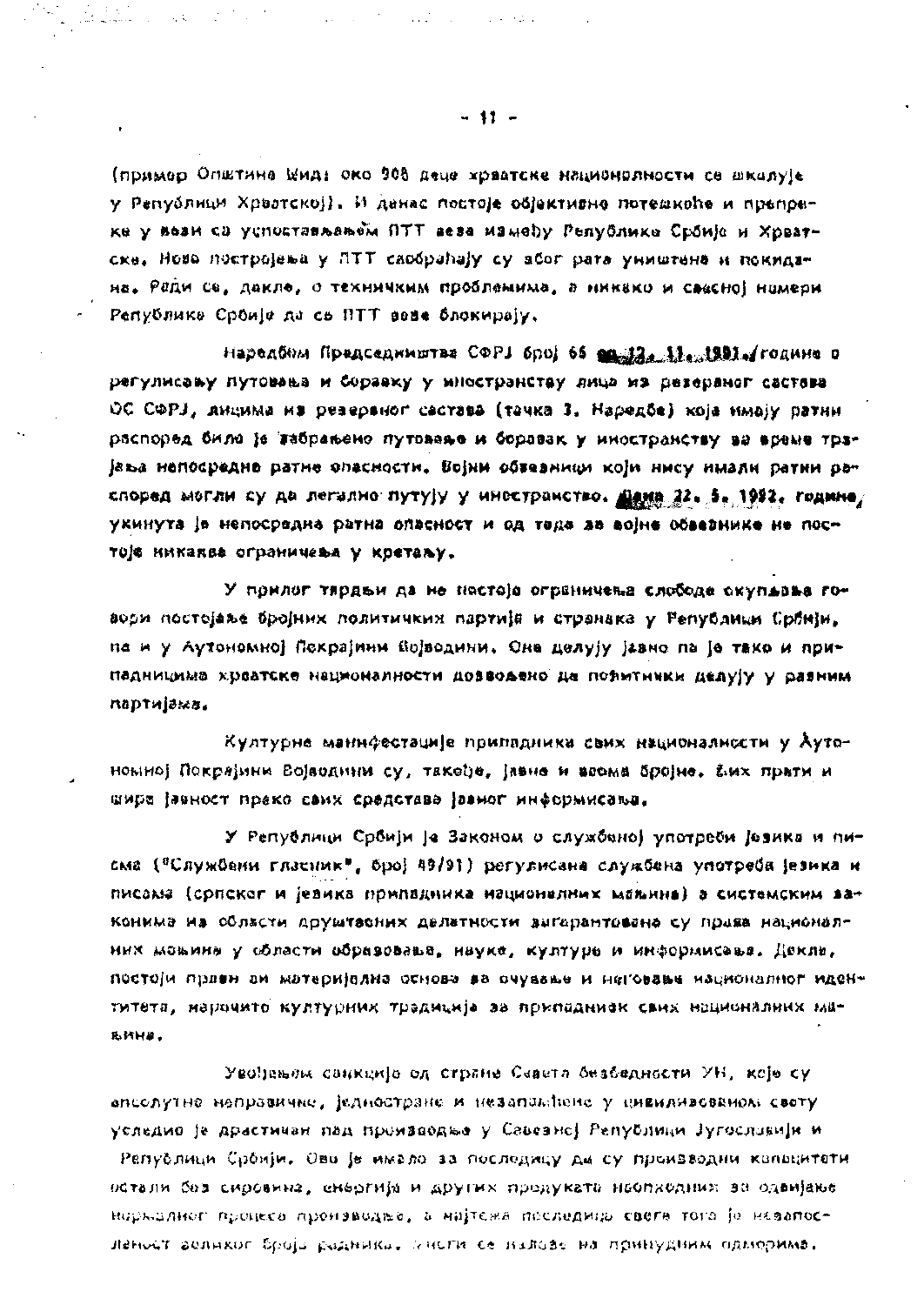(пример Општина Шид: око 908 деце хрватске националности се школује у Републици Хрватској). И данас постоје објективне потешкоће и препреке у вези са успостављањем ПТТ веза између Републике Србије и Хрватске. Ново постројења у ПТТ саобраћају су због рата уништена и покидана. Ради се, дакле, о техничким проблемима, а никако и свесној намери Републике Србије да се ПТТ везе блокирају.

Наредбом Председништва СФРЈ број 66 од 12. 11. 1991. године о регулисању путовања и боравку у иностранству лица из резервног састава ОС СФРЈ, лицима из резервног састава (тачка 3. Наредбе) која имају ратни распоред било је забрањено путовање и боравак у иностранству за време трајања непосредне ратне опасности. Војни обвезници који нису имали ратни распоред могли су да легално путују у иностранство. Дана 22. 5. 1992. године укинута је непосредна ратна опасност и од тада за војне обвезнике не постоје никаква ограничења у кретању.

У прилог тврдњи да не постоје ограничења слободе окупљања говори постојање бројних политичких партија и странака у Републици Србији, па и у Аутономној Покрајини Војводини. Оне делују јавно па је тако и припадницима хрватске националности дозвољено да политички делују у разним партијама.

Културне манифестације припадника свих националности у Аутономној Покрајини Војводини су, такође, јавне и веома бројне. Њих прати и шира јавност преко свих средстава јавног информисања.

У Републици Србији је Законом о службеној употреби језика и писма ("Службени гласник", број 49/91) регулисана службена употреба језика и писама (српског и језика припадника националних мањина) а системским законима из области друштвених делатности загарантована су права националних мањина у области образовања, науке, културе и информисања. Дакле, постоји правна и материјална основа за очување и неговање националног идентитета, нарочито културних традиција за припаднике свих националних мањина.

Увођењем санкција од стране Савета безбедности УН, које су апсолутно неправичне, једностране и незапамћене у цивилизованом свету уследио је драстичан пад производње у Савезној Републици Југославији и Републици Србији. Ово је имало за последицу да су производни капацитети остали без сировина, енергије и других продуката неопходних за одвијање нормалног процеса производње, а најтежа последица свега тога је незапосленост великог броја радника. Многи се налазе на принудним одморима.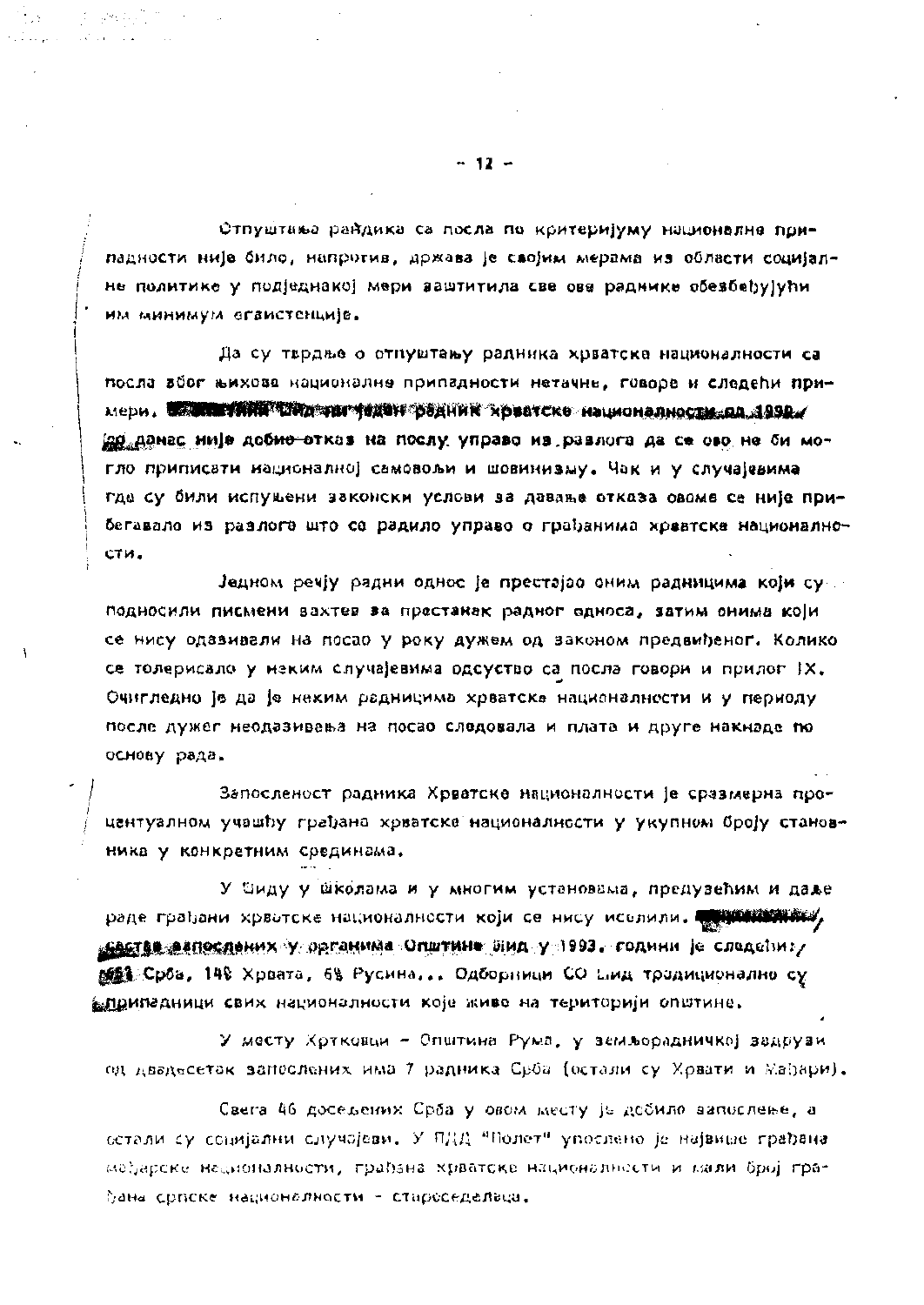Отпуштања радника са посла по критеријуму националне припадности није било, напротив, држава је својим мерама из области социјалне политике у подједнакој мери заштитила све ове раднике обезбеђујући им минимум егзистенције.

Да су тврдње о отпуштању радника хрватске националности са посла због њихове националне припадности нетачне, говоре и следећи примери. У Општини Шид ни један радник хрватске националности од 1990. до данас није добио отказ на послу управо из разлога да се ово не би могло приписати националној самовољи и шовинизму. Чак и у случајевима где су били испуњени законски услови за давање отказа овоме се није прибегавало из разлога што се радило управо о грађанима хрватске националности.

Једном речју радни однос је престајао оним радницима који су подносили писмени захтев за престанак радног односа, затим онима који се нису одазивали на посао у року дужем од законом предвиђеног. Колико се толерисало у неким случајевима одсуство са посла говори и прилог IX. Очигледно је да је неким радницима хрватске националности и у периоду после дужег неодазивања на посао следовала и плата и друге накнаде по основу рада.

Запосленост радника Хрватске националности је сразмерна процентуалном учешћу грађана хрватске националности у укупном броју становника у конкретним срединама.

У Шиду у школама и у многим установама, предузећим и даље раде грађани хрватске националности који се нису иселили. Национални састав запослених у органима Општине Шид у 1993. години је следећи: 68% Срба, 14% Хрвата, 6% Русина... Одборници СО Шид традиционално су припадници свих националности које живе на територији општине.

У месту Хртковци - Општина Рума, у земљорадничкој задрузи од двадесетак запослених има 7 радника Срба (остали су Хрвати и Мађари).

Свега 46 досељених Срба у овом месту је добило запослење, а остали су социјални случајеви. У ПДД "Полет" упослено је највише грађана мађарске националности, грађана хрватске националности и мали број грађана српске националности - староседелаца.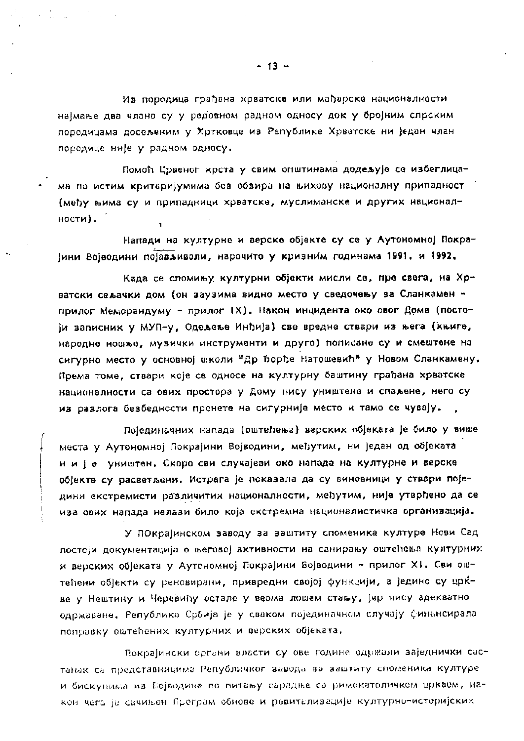Из породица грађана хрватске или мађарске националности најмање два члана су у редовном радном односу док у бројним српским породицама досељеним у Хртковце из Републике Хрватске ни један члан породице није у радном односу.

Помоћ Црвеног крста у свим општинама додељује се избеглицама по истим критеријумима без обзира на њихову националну припадност (међу њима су и припадници хрватске, муслиманске и других националности).

Напади на културне и верске објекте су се у Аутономној Покрајини Војводини појављивали, нарочито у кризним годинама 1991. и 1992.

Када се спомињу културни објекти мисли се, пре свега, на Хрватски сељачки дом (он заузима видно место у сведочењу за Сланкамен - прилог Меморандуму - прилог IX). Након инцидента око овог Дома (постоји записник у МУП-у, Одељење Инђија) све вредне ствари из њега (књиге, народне ношње, музички инструменти и друго) пописане су и смештене на сигурно место у основној школи "Др Ђорђе Натошевић" у Новом Сланкамену. Према томе, ствари које се односе на културну баштину грађана хрватске националности са ових простора у Дому нису уништене и спаљене, него су из разлога безбедности пренете на сигурније место и тамо се чувају.

Појединачних напада (оштећења) верских објеката је било у више места у Аутономној Покрајини Војводини, међутим, ни један од објеката н и ј е уништен. Скоро сви случајеви око напада на културне и верске објекте су расветљени. Истрага је показала да су виновници у ствари поједини екстремисти различитих националности, међутим, није утврђено да се иза ових напада налази било која екстремна националистичка организација.

У ПОкрајинском заводу за заштиту споменика културе Нови Сад постоји документација о његовој активности на санирању оштећења културних и верских објеката у Аутономној Покрајини Војводини - прилог XI. Сви оштећени објекти су реновирани, привредни својој функцији, а једино су цркве у Нештину и Черевићу остале у веома лошем стању, јер нису адекватно одржаване. Република Србија је у сваком појединачном случају финансирала поправку оштећених културних и верских објеката.

Покрајински органи власти су ове године одржали заједнички састанак са представницима Републичког завода за заштиту споменика културе и бискупима из Војводине по питању сарадње са римокатоличком црквом, након чега је сачињен Програм обнове и ревитализације културно-историјских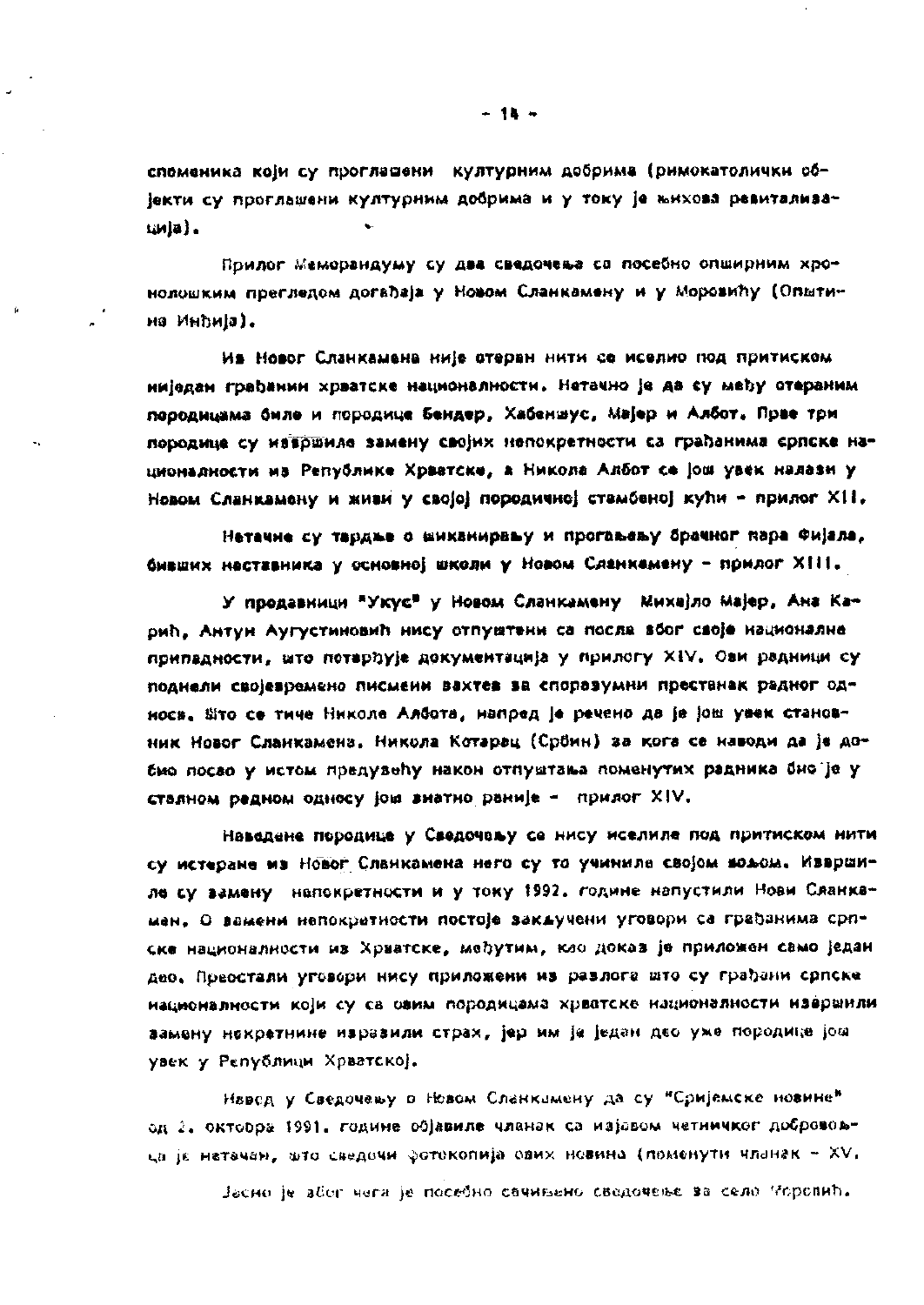споменика који су проглашени културним добрима (римокатолички објекти су проглашени културним добрима и у току је њихова ревитализација).

Прилог Меморандуму су два сведочења са посебно опширним хронолошким прегледом догађаја у Новом Сланкамену и у Моровићу (Општина Инђија).

Из Новог Сланкамена није отеран нити се иселио под притиском ниједан грађанин хрватске националности. Нетачно је да су међу отераним породицама биле и породице Бендер, Хабенцус, Мајер и Албот. Прве три породице су извршиле замену својих непокретности са грађанима српске националности из Републике Хрватске, а Никола Албот се још увек налази у Новом Сланкамену и живи у својој породичној стамбеној кући - прилог XII.

Нетачне су тврдње о шиканирању и прогањању брачног пара Фијала, бивших наставника у основној школи у Новом Сланкамену - прилог XIII.

У продавници "Укус" у Новом Сланкамену Михајло Мајер, Ана Карић, Антун Аугустиновић нису отпуштени са посла због своје националне припадности, што потврђује документација у прилогу XIV. Ови радници су поднели својевремено писмени захтев за споразумни престанак радног односа. Што се тиче Николе Албота, напред је речено да је још увек становник Новог Сланкамена. Никола Котарац (Србин) за кога се наводи да је добио посао у истом предузећу након отпуштања поменутих радника био је у сталном радном односу још знатно раније - прилог XIV.

Наведене породице у Сведочењу се нису иселиле под притиском нити су истеране из Новог Сланкамена него су то учиниле својом вољом. Извршиле су замену непокретности и у току 1992. године напустили Нови Сланкамен. О замени непокретности постоје закључени уговори са грађанима српске националности из Хрватске, међутим, као доказ је приложен само један део. Преостали уговори нису приложени из разлога што су грађани српске националности који су са овим породицама хрватске националности извршили замену некретнине изразили страх, јер им је један део уже породице још увек у Републици Хрватској.

Навод у Сведочењу о Новом Сланкамену да су "Сријемске новине" од 2. октобра 1991. године објавиле чланак са изјавом четничког добровољца је нетачан, што сведочи фотокопија ових новина (поменути чланак - XV.

Јасно је због чега је посебно сачињено сведочење за село Моровић.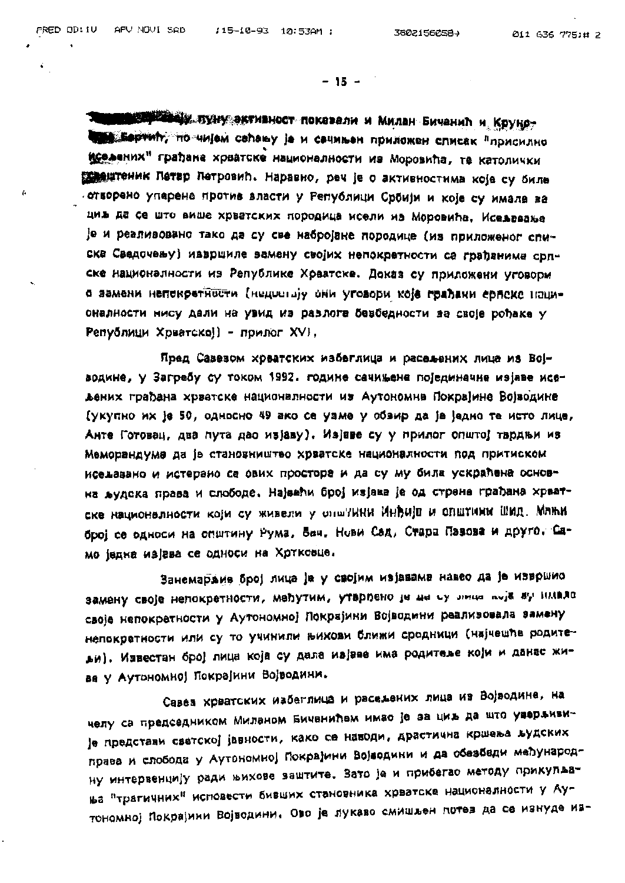~~Значајну~~ пуну активност показали и Милан Бичанић и Круно-слав Бертић, по чијем сећању је и сачињен приложен списак "присилно исељених" грађана хрватске националности из Моровића, те католички свештеник Петар Петровић. Наравно, реч је о активностима која су биле отворено уперене против власти у Републици Србији и које су имале за циљ да се што више хрватских породица исели из Моровића. Исељавање је и реализовано тако да су све набројане породице (из приложеног списка Сведочењу) извршиле замену својих непокретности са грађанима српске националности из Републике Хрватске. Доказ су приложени уговори о замени непокретности (недостају они уговори које грађани српске националности нису дали на увид из разлога безбедности за своје рођаке у Републици Хрватској) - прилог XVI.

Пред Савезом хрватских избеглица и расељених лица из Војводине, у Загребу су током 1992. године сачињене појединачне изјаве исељених грађана хрватске националности из Аутономне Покрајине Војводине (укупно их је 50, односно 49 ако се узме у обзир да је једно те исто лице, Анте Готовац, два пута дао изјаву). Изјаве су у прилог општој тврдњи из Меморандума да је становништво хрватске националности под притиском исељавано и истерано са ових простора и да су му била ускраћена основна људска права и слободе. Највећи број изјава је од стране грађана хрватске националности који су живели у општини Инђија и општини Шид. Мањи број се односи на општину Рума, Бач, Нови Сад, Стара Пазова и друго. Само једна изјава се односи на Хртковце.

Занемарљив број лица је у својим изјавама навео да је извршио замену своје непокретности, међутим, утврђено је да су лица која су имало своје непокретности у Аутономној Покрајини Војводини реализовала замену непокретности или су то учинили њихови ближи сродници (најчешће родитељи). Известан број лица која су дала изјаве има родитеље који и данас живе у Аутономној Покрајини Војводини.

Савез хрватских избеглица и расељених лица из Војводине, на челу са председником Миланом Бичанићем имао је за циљ да што уверљивије представи светској јавности, како се наводи, драстична кршења људских права и слобода у Аутономној Покрајини Војводини и да обезбеди међународну интервенцију ради њихове заштите. Зато је и прибегао методу прикупљања "трагичних" исповести бивших становника хрватске националности у Аутономној Покрајини Војводини. Ово је лукаво смишљен потез да се изнуде из-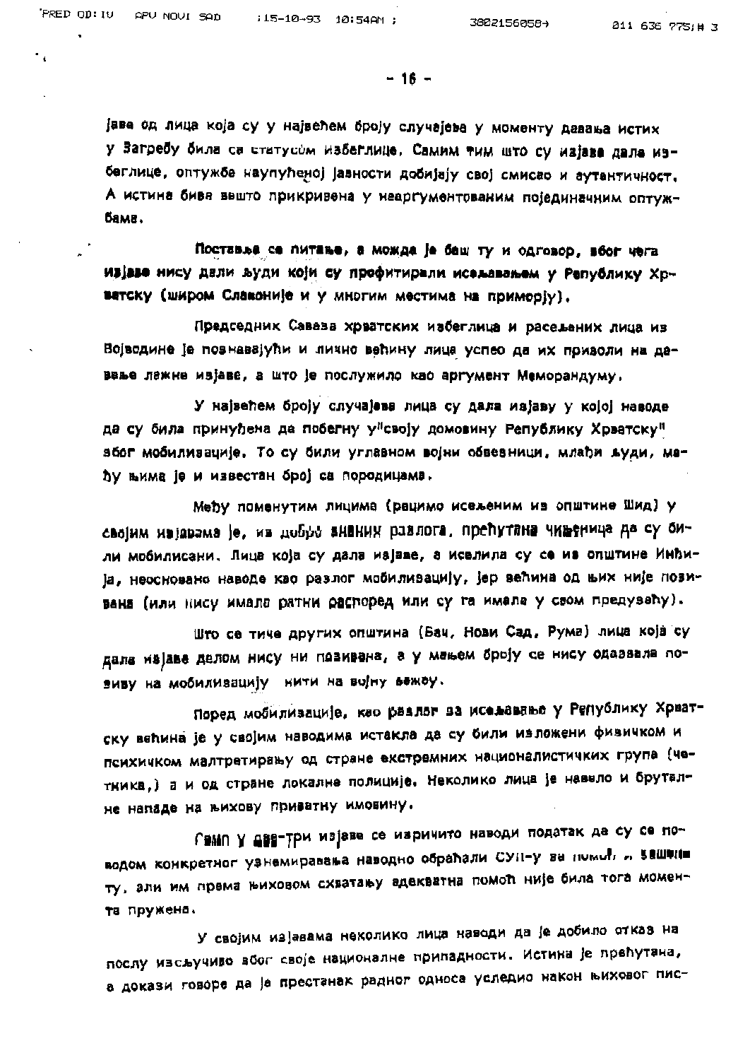јава од лица која су у највећем броју случајева у моменту давања истих у Загребу била са статусом избеглице. Самим тим што су изјаве дала избеглице, оптужбе наупућеној јавности добијају свој смисао и аутентичност. А истина бива вешто прикривена у неаргументованим појединачним оптужбама.

**Поставља се питање, а можда је баш ту и одговор, због чега изјаве нису дали људи који су профитирали исељавањем у Републику Хрватску (широм Славоније и у многим местима на приморју).**

Председник Савеза хрватских избеглица и расељених лица из Војводине је познавајући и лично већину лица успео да их приволи на давање лажне изјаве, а што је послужило као аргумент Меморандуму.

У највећем броју случајева лица су дала изјаву у којој наводе да су била принуђена да побегну у "своју домовину Републику Хрватску" због мобилизације. То су били углавном војни обвезници, млађи људи, међу њима је и известан број са породицама.

Међу поменутим лицима (рецимо исељеним из општине Шид) у својим изјавама је, из добро знаних разлога, прећутана чињеница да су били мобилисани. Лица која су дала изјаве, а иселила су се из општине Инђија, неосновано наводе као разлог мобилизацију, јер већина од њих није позивана (или нису имала ратни распоред или су га имала у свом предузећу).

Што се тиче других општина (Бач, Нови Сад, Рума) лица која су дала изјаве делом нису ни позивана, а у мањем броју се нису одазвала позиву на мобилизацију нити на војну вежбу.

Поред мобилизације, као разлог за исељавање у Републику Хрватску већина је у својим наводима истакла да су били изложени физичком и психичком малтретирању од стране екстремних националистичких група (четника,) а и од стране локалне полиције. Неколико лица је навело и бруталне нападе на њихову приватну имовину.

Само у две-три изјаве се изричито наводи податак да су се поводом конкретног узнемиравања наводно обраћали СУП-у за помоћ и заштиту, али им према њиховом схватању адекватна помоћ није била тога момента пружена.

У својим изјавама неколико лица наводи да је добило отказ на послу искључиво због своје националне припадности. Истина је прећутана, а докази говоре да је престанак радног односа уследио након њиховог пис-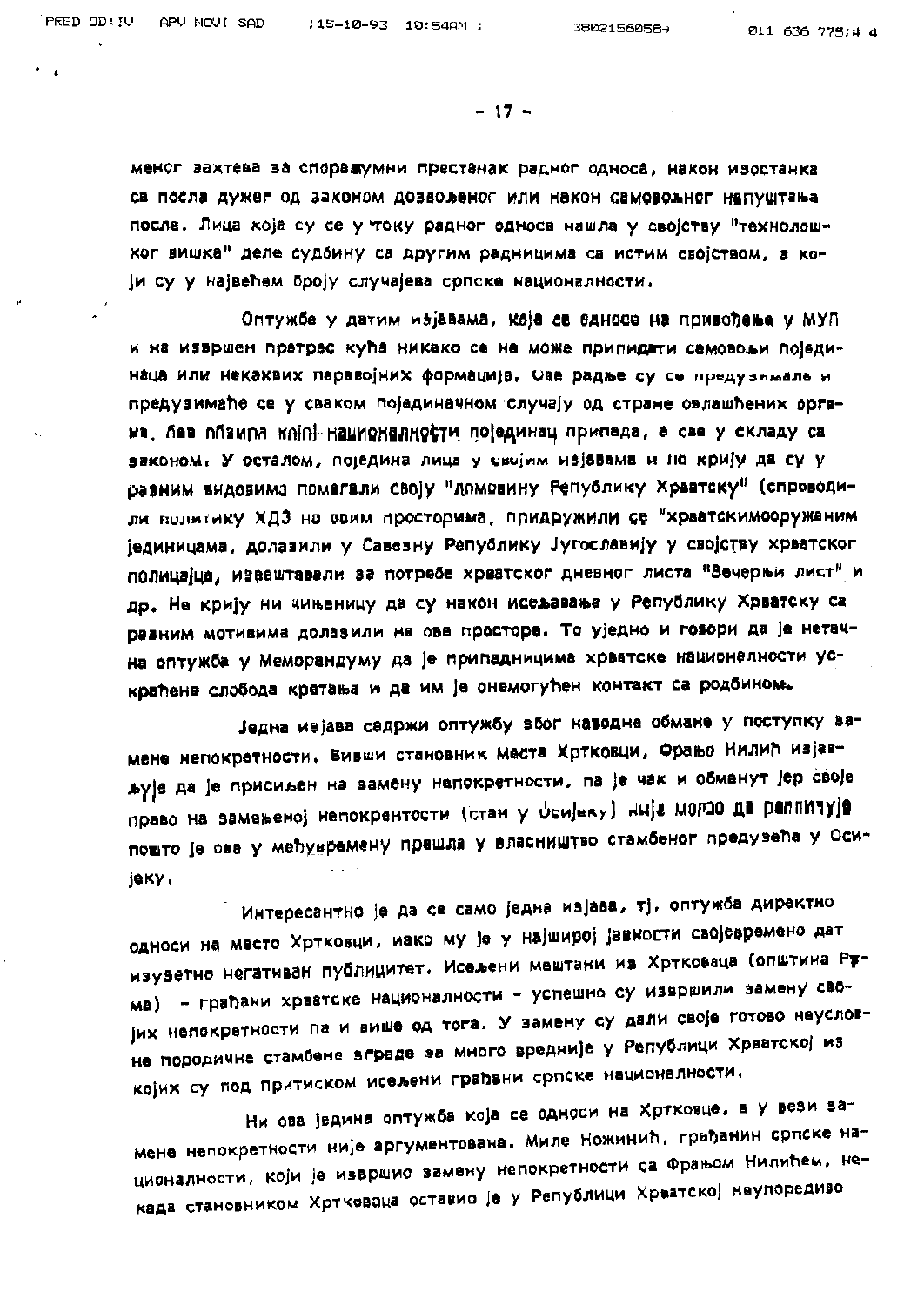меног захтева за споразумни престанак радног односа, након изостанка са посла дужег од законом дозвољеног или након самовољног напуштања посла. Лица која су се у току радног односа нашла у својству "технолошког вишка" деле судбину са другим радницима са истим својством, а који су у највећем броју случајева српске националности.

Оптужбе у датим изјавама, која се односе на привођења у МУП и на извршен претрес кућа никако се не може приписати самовољи појединаца или некаквих паравојних формација. Ове радње су се предузимале и предузимаће се у сваком појединачном случају од стране овлашћених органа, без обзира којој националности појединац припада, а све у складу са законом. У осталом, поједина лица у својим изјавама и не крију да су у разним видовима помагали своју "домовину Републику Хрватску" (спроводили политику ХДЗ на овим просторима, придружили се "хрватскимооружаним јединицама, долазили у Савезну Републику Југославију у својству хрватског полицајца, извештавали за потребе хрватског дневног листа "Вечерњи лист" и др. Не крију ни чињеницу да су након исељавања у Републику Хрватску са разним мотивима долазили на ове просторе. То уједно и говори да је нетачна оптужба у Меморандуму да је припадницима хрватске националности ускраћена слобода кретања и да им је онемогућен контакт са родбином.

Једна изјава садржи оптужбу због наводне обмане у поступку замене непокретности. Бивши становник Места Хртковци, Фрањо Нилић изјављује да је присиљен на замену непокретности, па је чак и обменут јер своје право на замењеној непокрентости (стан у Осијеку) није могао да реализује пошто је ова у међувремену прешла у власништво стамбеног предузећа у Осијеку.

Интересантно је да се само једна изјава, тј. оптужба директно односи на место Хртковци, иако му је у најширој јавности својевремено дат изузетно негативан публицитет. Исељени мештани из Хртковаца (општина Рума) - грађани хрватске националности - успешно су извршили замену својих непокретности па и више од тога. У замену су дали своје готово неусловне породичне стамбене зграде за много вредније у Републици Хрватској из којих су под притиском исељени грађани српске националности.

Ни ова једина оптужба која се односи на Хртковце, а у вези замене непокретности није аргументована. Миле Ножинић, грађанин српске националности, који је извршио замену непокретности са Фрањом Нилићем, некада становником Хртковаца оставио је у Републици Хрватској неупоредиво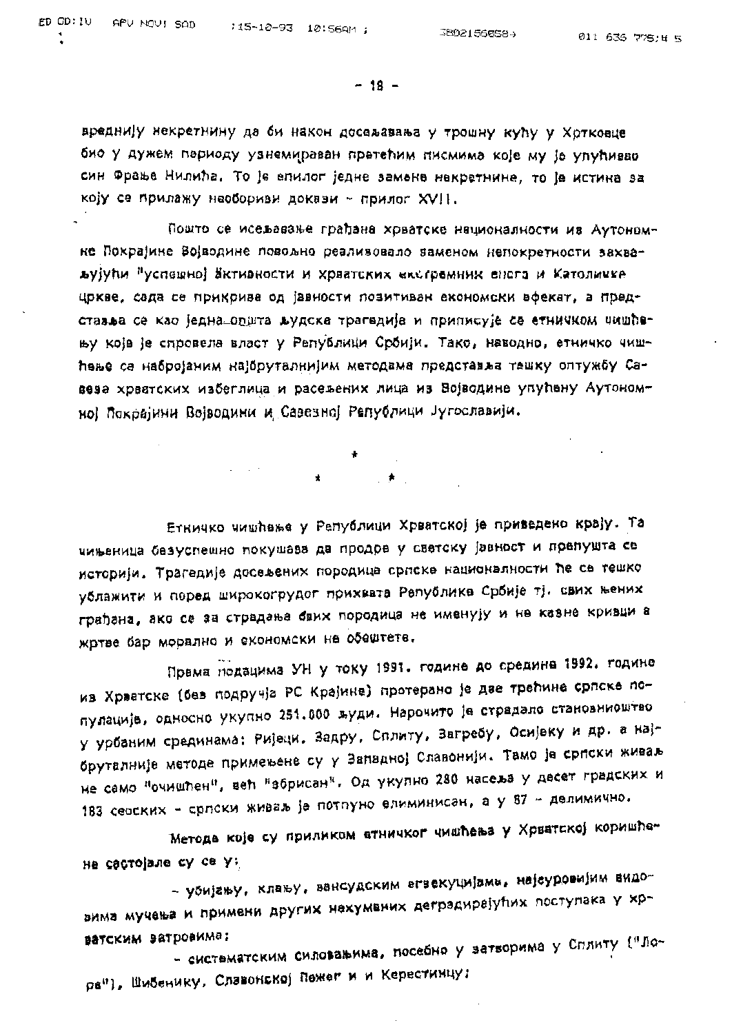вреднију некретнину да би након досељавања у трошну кућу у Хртковце био у дужем периоду узнемираван претећим писмима које му је упућивао син Фрање Нилића. То је епилог једне замене некретнине, то је истина за коју се прилажу необориви докази - прилог XVII.

Пошто се исељавање грађана хрватске националности из Аутономне Покрајине Војводине повољно реализовало заменом непокретности захваљујући "успешној активности и хрватских екстремниx енга и Католичке цркве, сада се прикрива од јавности позитиван економски ефекат, а представља се као једна општа људска трагедија и приписује се етничком чишћењу које је спровела власт у Републици Србији. Тако, наводно, етничко чишћење са набројаним најбруталнијим методама представља тешку оптужбу Савеза хрватских избеглица и расељених лица из Војводине упућену Аутономној Покрајини Војводини и Савезној Републици Југославији.

\*

\* \*

Етничко чишћење у Републици Хрватској је приведено крају. Та чињеница безуспешно покушава да продре у светску јавност и препушта се историји. Трагедије досељених породица српске националности ће се тешко ублажити и поред широкогрудог прихвата Републике Србије тј. свих њених грађана, ако се за страдања ових породица не именују и не казне кривци а жртве бар морално и економски не обештете.

Према подацима УН у току 1991. године до средине 1992. године из Хрватске (без подручја РС Крајине) протерано је две трећине српске популације, односно укупно 251.000 људи. Нарочито је страдало становништво у урбаним срединама: Ријеци, Задру, Сплиту, Загребу, Осијеку и др. а најбруталније методе примењене су у Западној Славонији. Тамо је српски живаљ не само "очишћен", већ "збрисан". Од укупно 280 насеља у десет градских и 183 сеоских - српски живаљ је потпуно елиминисан, а у 87 - делимично.

Методе које су приликом етничког чишћења у Хрватској коришћене састојале су се у:

- убијању, клању, вансудским егзекуцијама, најсуровијим видовима мучења и примени других нехуманих деградирајућих поступака у хрватским затворима;

- систематским силовањима, посебно у затворима у Сплиту ("Лора"), Шибенику, Славонској Пожег и и Керестинцу;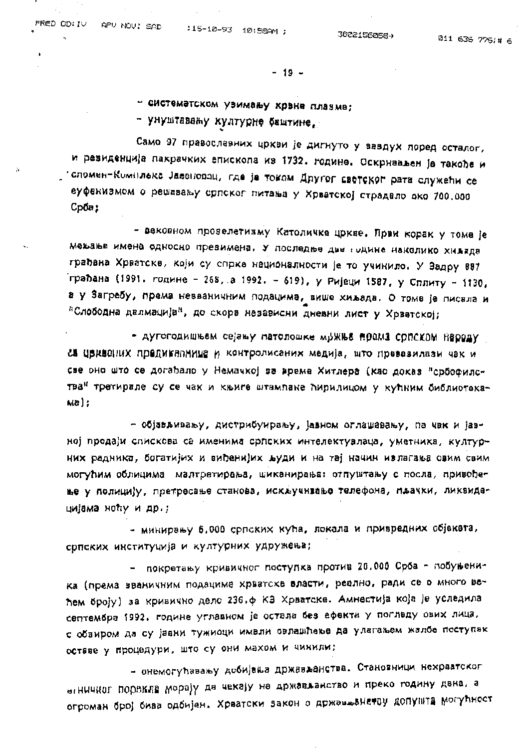- систематском узимању крвне плазме;

- уништавању културне баштине,

Само 97 православних цркви је дигнуто у ваздух поред осталог, и резиденција пакрачких епископа из 1732. године. Оскрнављен је такође и Спомен-Комплекс Јасеновац, где је током Другог светског рата служећи се еуфемизмом о решавању српског питања у Хрватској страдало око 700.000 Срба;

- вековном прозелетизму Католичке цркве. Први корак у томе је мењање имена односно презимена. У последње две године неколико хиљада грађана Хрватске, који су спрке националности је то учинило. У Задру 887 грађана (1991. године - 268, а 1992. - 619), у Ријеци 1587, у Сплиту - 1130, а у Загребу, према незваничним подацима, више хиљада. О томе је писала и "Слободна далмација", до скора независни дневни лист у Хрватској;

- дугогодишњем сејању патолошке мржње према српском народу са црквених предикаоница и контролисаних медија, што превазилази чак и све оно што се догађало у Немачкој за време Хитлера (као доказ "србофилства" третирале су се чак и књиге штампане ћирилицом у кућним библиотекама);

- објављивању, дистрибуирању, јавном оглашавању, па чак и јавној продаји спискова са именима српских интелектуалаца, уметника, културних радника, богатијих и виђенијих људи и на тај начин излагања овим свим могућим облицима малтретирања, шиканирања: отпуштању с посла, привођење у полицију, претресање станова, искључивање телефона, пљачки, ликвидацијама ноћу и др.;

- минирању 6.000 српских кућа, локала и привредних објеката, српских институција и културних удружења;

- покретању кривичног поступка против 20.000 Срба - побуњеника (према званичним подацима хрватске власти, реално, ради се о много већем броју) за кривично дело 236.ф КЗ Хрватске. Амнестија која је уследила септембра 1992. године углавном је остала без ефекта у погледу ових лица, с обзиром да су јавни тужиоци имали овлашћење да улагањем жалбе поступак оставе у процедури, што су они махом и чинили;

- онемогућавању добијања држављанства. Становници нехрватског етничког порекла морају да чекају на држављанство и преко годину дана, а огроман број бива одбијен. Хрватски закон о држављанству допушта могућност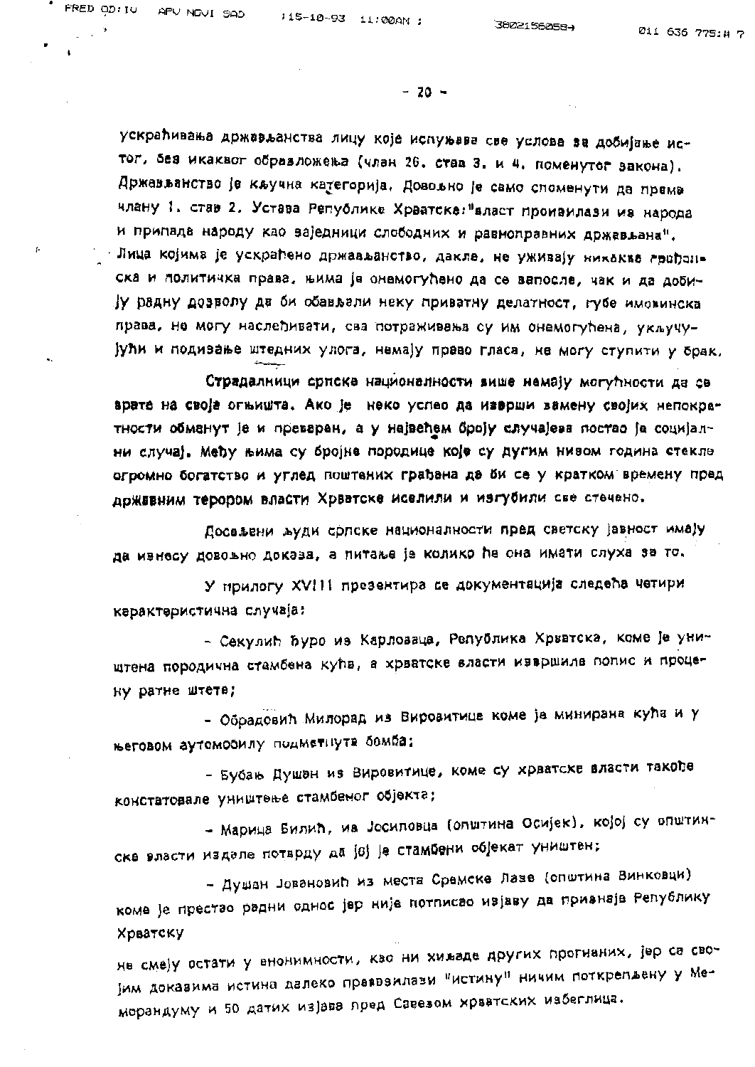ускраћивања држављанства лицу које испуњава све услове за добијање истог, без икаквог образложења (члан 26. став 3. и 4. поменутог закона). Држављанство је кључна категорија. Довољно је само споменути да према члану 1. став 2. Устава Републике Хрватске:"власт произилази из народа и припада народу као заједници слободних и равноправних држављана". Лица којима је ускраћено држављанство, дакле, не уживају никаква грађанска и политичка права, њима је онемогућено да се запосле, чак и да добију радну дозволу да би обављали неку приватну делатност, губе имовинска права, не могу наслеђивати, сва потраживања су им онемогућена, укључујући и подизање штедних улога, немају право гласа, не могу ступити у брак.

**Страдалници српске националности више немају могућности да се врате на своја огњишта. Ако је неко успео да изврши замену својих непокретности обманут је и преваран, а у највећем броју случајева постао је социјални случај. Међу њима су бројне породице које су дугим низом година стекле огромно богатство и углед поштених грађана да би се у кратком времену пред државним терором власти Хрватске иселили и изгубили све стечено.**

Досељени људи српске националности пред светску јавност имају да изнесу довољно доказа, а питање је колико ће она имати слуха за то.

У прилогу XVIII презентира се документација следећа четири карактеристична случаја:

- Секулић Ђуро из Карловаца, Република Хрватска, коме је уништена породична стамбена кућа, а хрватске власти извршиле попис и процену ратне штете;

- Обрадовић Милорад из Вировитице коме је минирана кућа и у његовом аутомобилу подметнута бомба;

- Бубањ Душан из Вировитице, коме су хрватске власти такође констатовале уништење стамбеног објекта;

- Марица Билић, из Јосиповца (општина Осијек), којој су општинске власти издале потврду да јој је стамбени објекат уништен;

- Душан Јовановић из места Сремске Лазе (општина Винковци) коме је престао радни однос јер није потписао изјаву да признаје Републику Хрватску

не смеју остати у анонимности, као ни хиљаде других прогнаних, јер са својим доказима истина далеко превазилази "истину" ничим поткрепљену у Меморандуму и 50 датих изјава пред Савезом хрватских избеглица.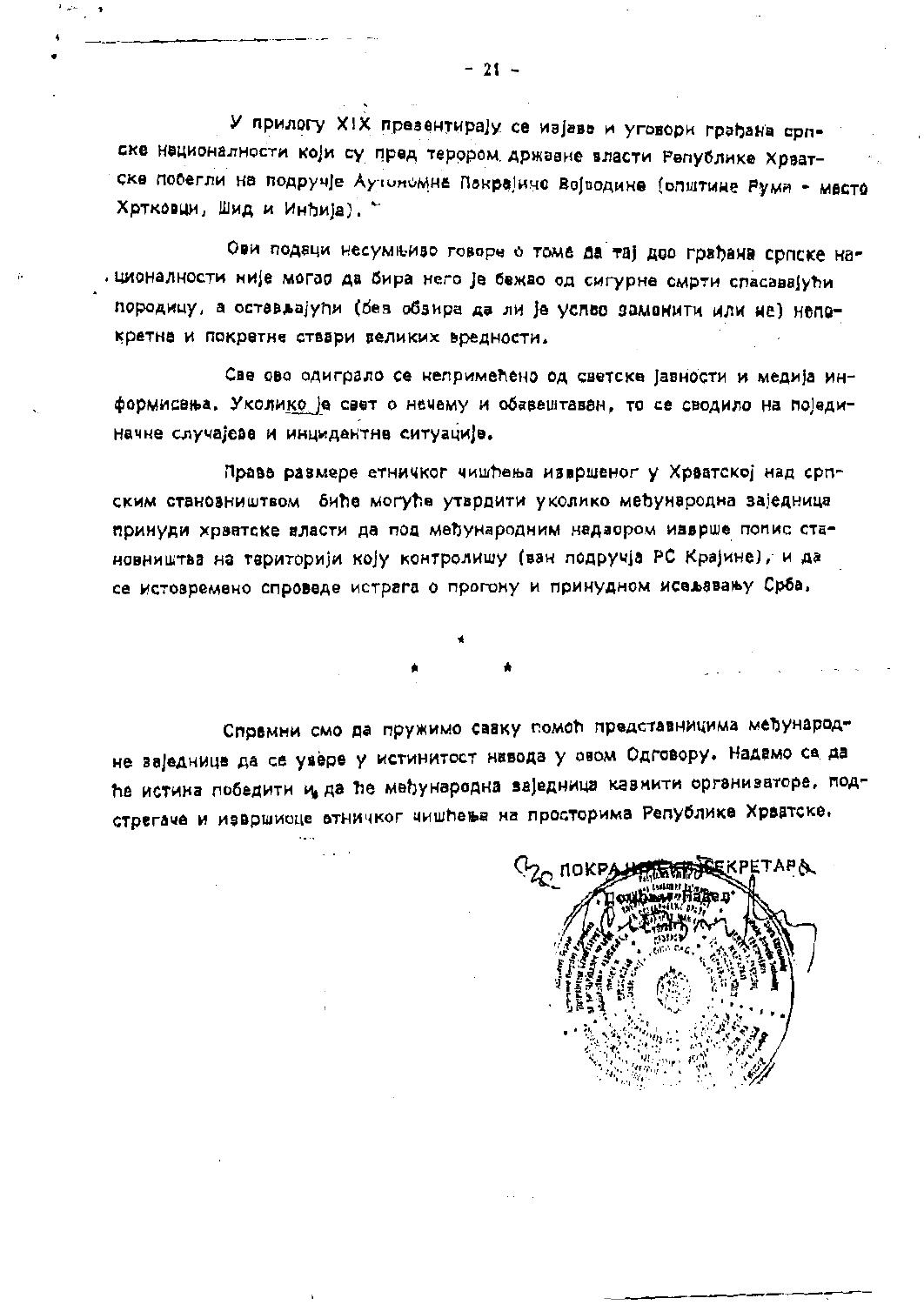У прилогу XIX презентирају се изјаве и уговори грађана српске националности који су пред терором државне власти Републике Хрватске побегли на подручје Аутономне Покрајине Војводине (општине Рума - место Хртковци, Шид и Инђија).

Ови подаци несумњиво говоре о томе да тај део грађана српске националности није могао да бира него је бежао од сигурне смрти спасавајући породицу, а остављајући (без обзира да ли је успео заменити или не) непокретне и покретне ствари великих вредности.

Све ово одиграло се неприметно од светске јавности и медија информисања. Уколико је свет о нечему и обавештаван, то се сводило на појединачне случајеве и инцидентне ситуације.

Праве размере етничког чишћења извршеног у Хрватској над српским становништвом биће могуће утврдити уколико међународна заједница принуди хрватске власти да под међународним надзором изврше попис становништва на територији коју контролишу (ван подручја РС Крајине), и да се истовремено спроведе истрага о прогону и принудном исељавању Срба.

\*

\* \*

Спремни смо да пружимо сваку помоћ представницима међународне заједнице да се увере у истинитост навода у овом Одговору. Надамо се да ће истина победити и да ће међународна заједница казнити организаторе, подстрекаче и извршиоце етничког чишћења на просторима Републике Хрватске.

ПОКРАЈИНСКИ СЕКРЕТАР

Драган Надел